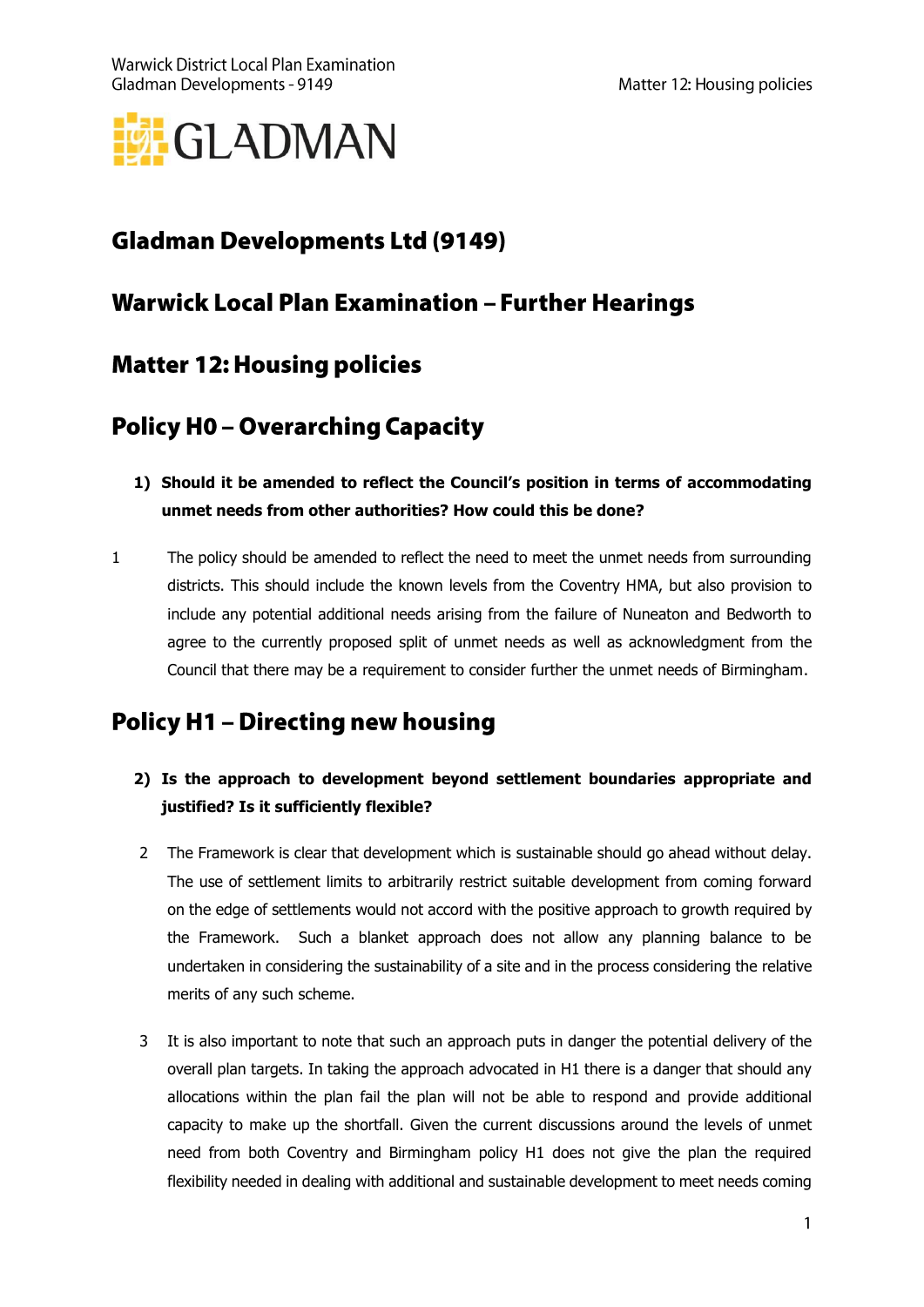# Gladman Developments Ltd (9149)

# Warwick Local Plan Examination – Further Hearings

# Matter 12: Housing policies

## Policy H0 – Overarching Capacity

**1) Should it be amended to reflect the Council's position in terms of accommodating unmet needs from other authorities? How could this be done?**

1 The policy should be amended to reflect the need to meet the unmet needs from surrounding districts. This should include the known levels from the Coventry HMA, but also provision to include any potential additional needs arising from the failure of Nuneaton and Bedworth to agree to the currently proposed split of unmet needs as well as acknowledgment from the Council that there may be a requirement to consider further the unmet needs of Birmingham.

## Policy H1 – Directing new housing

**2) Is the approach to development beyond settlement boundaries appropriate and justified? Is it sufficiently flexible?**

2 The Framework is clear that development which is sustainable should go ahead without delay. The use of settlement limits to arbitrarily restrict suitable development from coming forward on the edge of settlements would not accord with the positive approach to growth required by the Framework. Such a blanket approach does not allow any planning balance to be undertaken in considering the sustainability of a site and in the process considering the relative merits of any such scheme.

3 It is also important to note that such an approach puts in danger the potential delivery of the overall plan targets. In taking the approach advocated in H1 there is a danger that should any allocations within the plan fail the plan will not be able to respond and provide additional capacity to make up the shortfall. Given the current discussions around the levels of unmet need from both Coventry and Birmingham policy H1 does not give the plan the required flexibility needed in dealing with additional and sustainable development to meet needs coming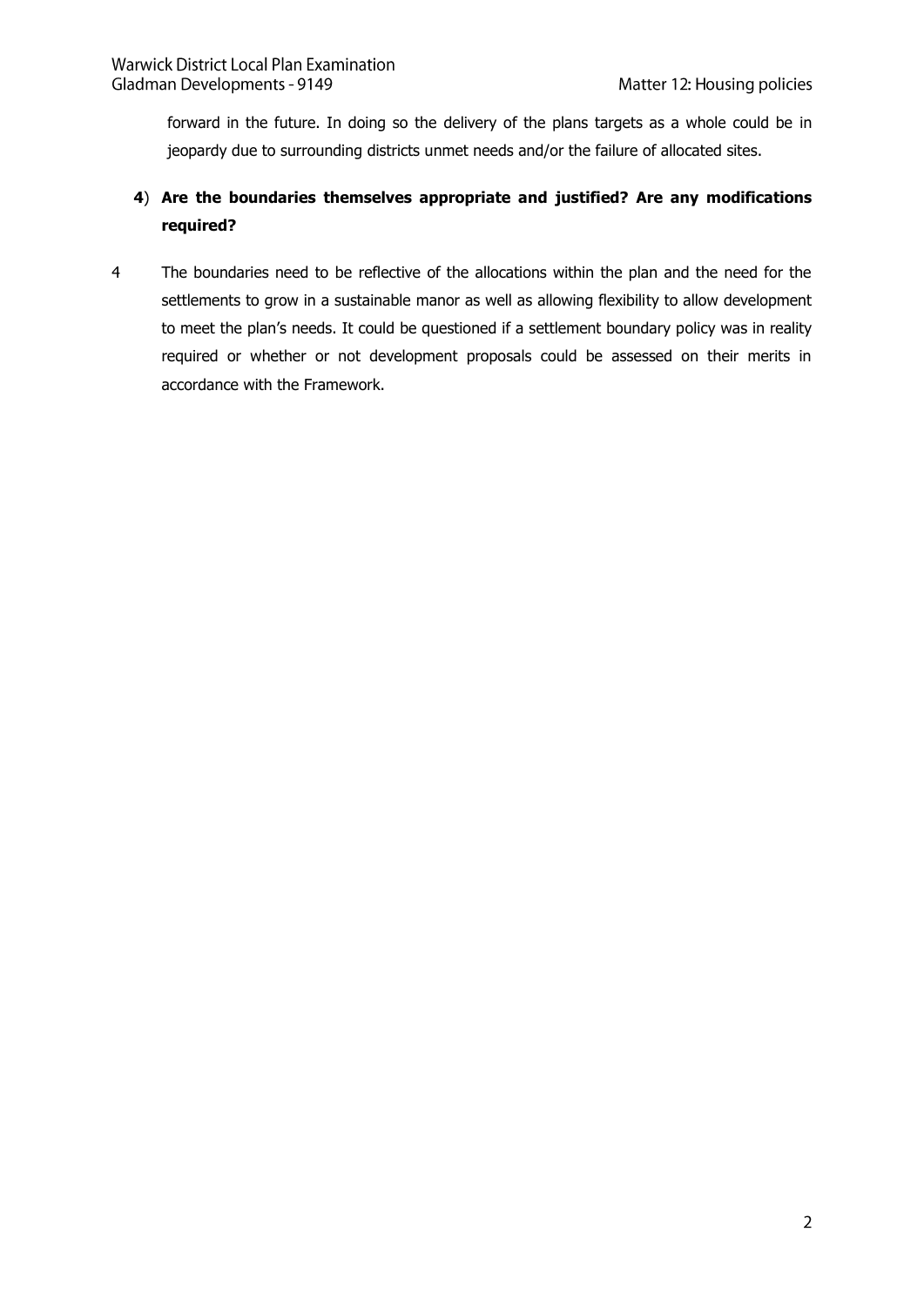forward in the future. In doing so the delivery of the plans targets as a whole could be in jeopardy due to surrounding districts unmet needs and/or the failure of allocated sites.

**4**) **Are the boundaries themselves appropriate and justified? Are any modifications required?**

4 The boundaries need to be reflective of the allocations within the plan and the need for the settlements to grow in a sustainable manor as well as allowing flexibility to allow development to meet the plan's needs. It could be questioned if a settlement boundary policy was in reality required or whether or not development proposals could be assessed on their merits in accordance with the Framework.